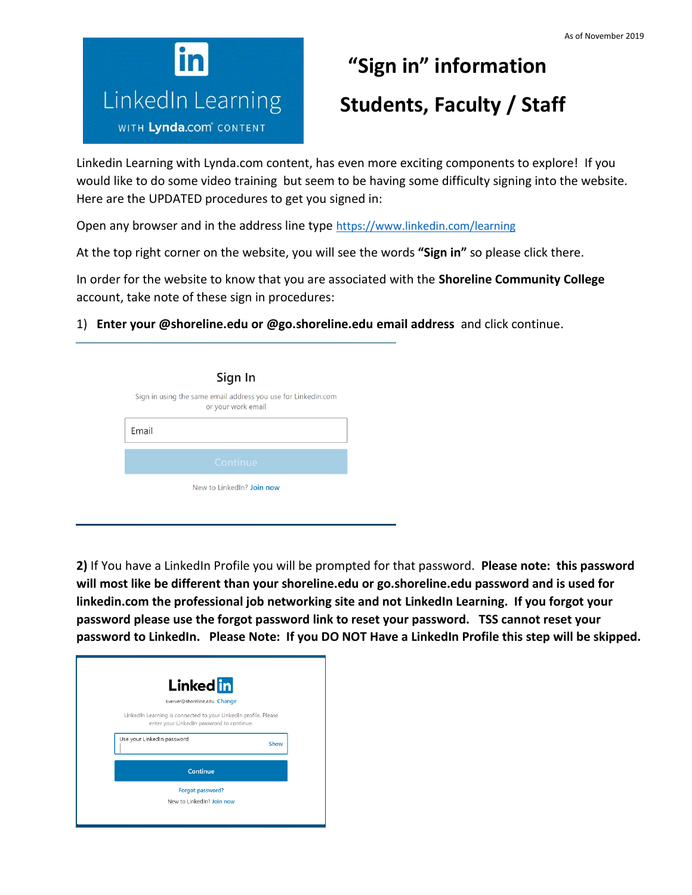As of November 2019

LinkedIn Learning WITH Lynda.com CONTENT

# "Sign in" information

# Students, Faculty / Staff

Linkedin Learning with Lynda.com content, has even more exciting components to explore! If you would like to do some video training but seem to be having some difficulty signing into the website. Here are the UPDATED procedures to get you signed in:

Open any browser and in the address line type https://www.linkedin.com/learning

At the top right corner on the website, you will see the words **"Sign in"** so please click there.

In order for the website to know that you are associated with the **Shoreline Community College** account, take note of these sign in procedures:

1) **Enter your @shoreline.edu or @go.shoreline.edu email address** and click continue.

Sign In

Sign in using the same email address you use for Linkedin.com or your work email

Email

Continue

New to LinkedIn? Join now

**2)** If You have a LinkedIn Profile you will be prompted for that password. **Please note: this password will most like be different than your shoreline.edu or go.shoreline.edu password and is used for linkedin.com the professional job networking site and not LinkedIn Learning. If you forgot your password please use the forgot password link to reset your password. TSS cannot reset your password to LinkedIn. Please Note: If you DO NOT Have a LinkedIn Profile this step will be skipped.**

LinkedIn

kverver@shoreline.edu Change

LinkedIn Learning is connected to your LinkedIn profile. Please enter your LinkedIn password to continue.

Use your LinkedIn password Show

Continue

Forgot password?

New to LinkedIn? Join now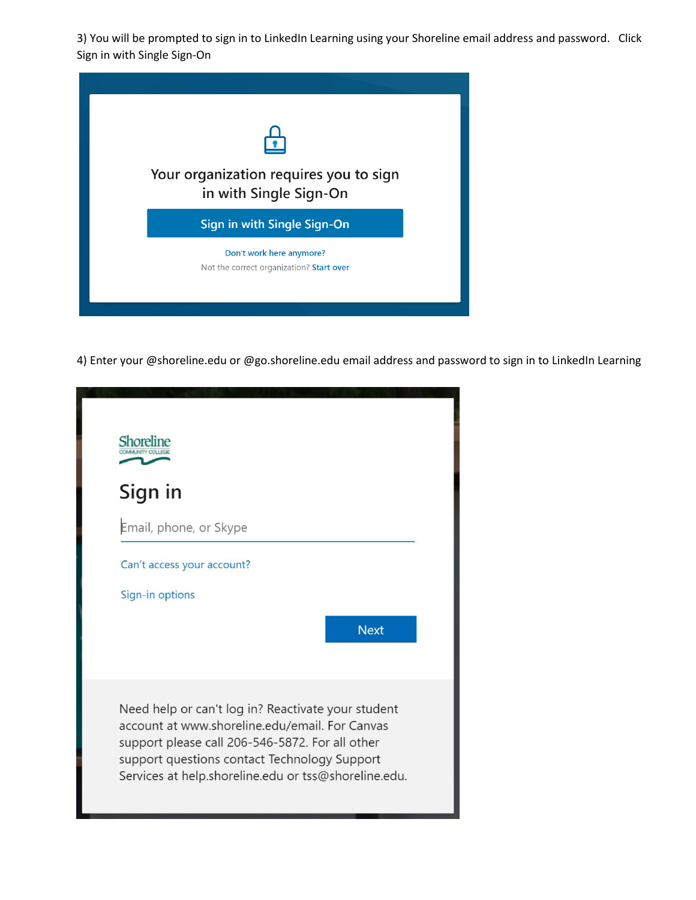3) You will be prompted to sign in to LinkedIn Learning using your Shoreline email address and password. Click Sign in with Single Sign-On

Your organization requires you to sign in with Single Sign-On

Sign in with Single Sign-On

Don't work here anymore?

Not the correct organization? Start over

4) Enter your @shoreline.edu or @go.shoreline.edu email address and password to sign in to LinkedIn Learning

Shoreline COMMUNITY COLLEGE

Sign in

Email, phone, or Skype

Can't access your account?

Sign-in options

Next

Need help or can't log in? Reactivate your student account at www.shoreline.edu/email. For Canvas support please call 206-546-5872. For all other support questions contact Technology Support Services at help.shoreline.edu or tss@shoreline.edu.